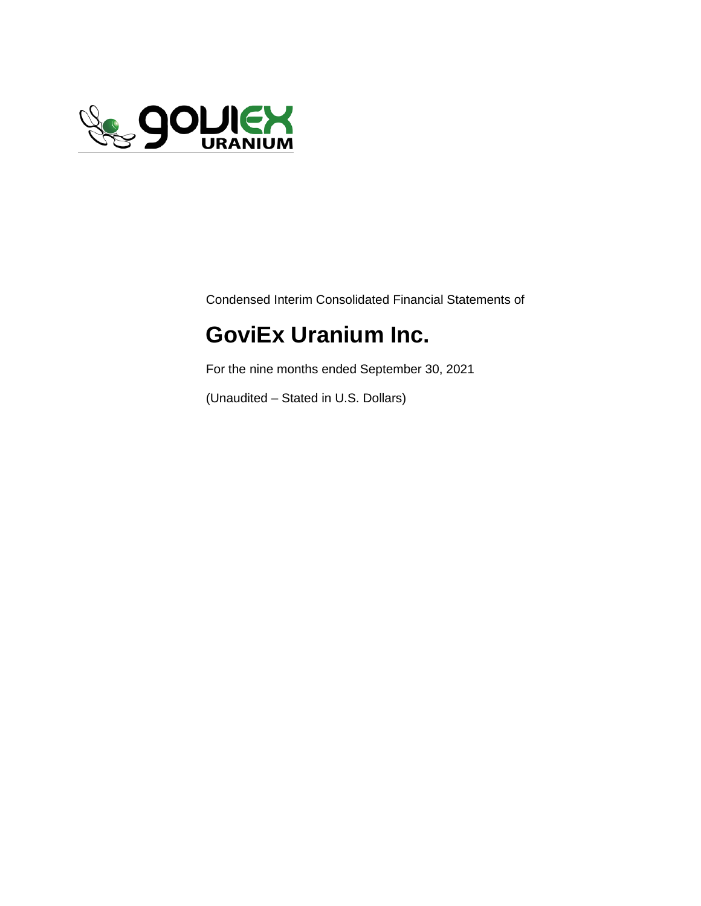Condensed Interim Consolidated Financial Statements of

# GoviEx Uranium Inc.

For the nine months ended September 30, 2021

(Unaudited – Stated in U.S. Dollars)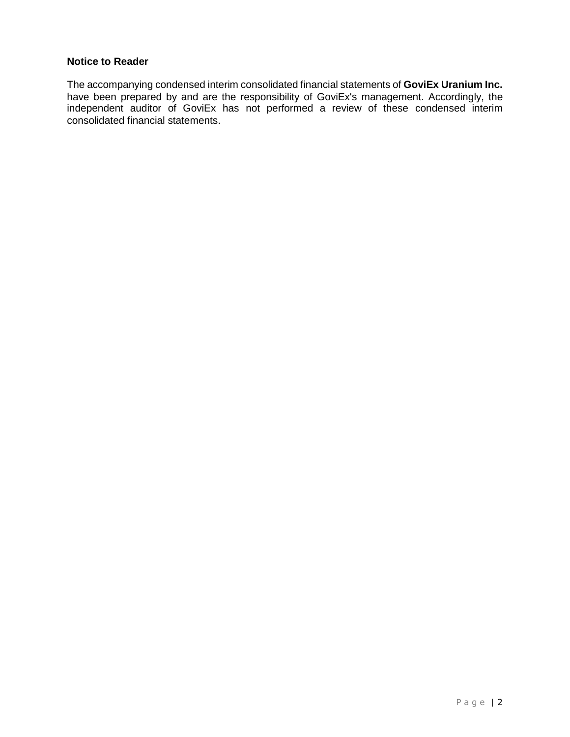**Notice to Reader**

The accompanying condensed interim consolidated financial statements of **GoviEx Uranium Inc.** have been prepared by and are the responsibility of GoviEx's management. Accordingly, the independent auditor of GoviEx has not performed a review of these condensed interim consolidated financial statements.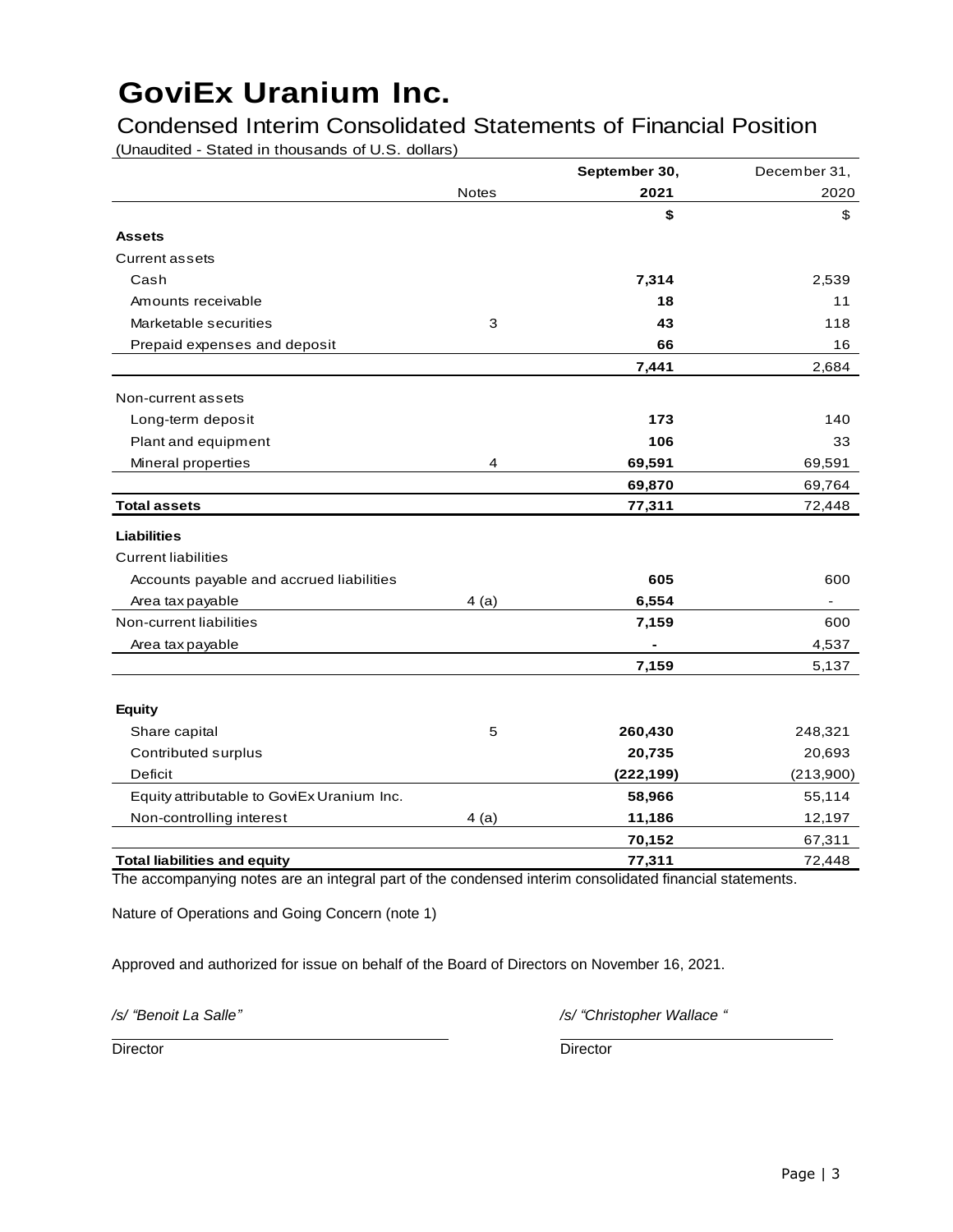# GoviEx Uranium Inc.

## Condensed Interim Consolidated Statements of Financial Position

(Unaudited - Stated in thousands of U.S. dollars)

| | Notes | September 30, 2021 | December 31, 2020 |
|---|---|---|---|
| | | **$** | $ |
| **Assets** | | | |
| Current assets | | | |
| Cash | | **7,314** | 2,539 |
| Amounts receivable | | **18** | 11 |
| Marketable securities | 3 | **43** | 118 |
| Prepaid expenses and deposit | | **66** | 16 |
| | | **7,441** | 2,684 |
| Non-current assets | | | |
| Long-term deposit | | **173** | 140 |
| Plant and equipment | | **106** | 33 |
| Mineral properties | 4 | **69,591** | 69,591 |
| | | **69,870** | 69,764 |
| **Total assets** | | **77,311** | 72,448 |
| **Liabilities** | | | |
| Current liabilities | | | |
| Accounts payable and accrued liabilities | | **605** | 600 |
| Area tax payable | 4 (a) | **6,554** | - |
| Non-current liabilities | | **7,159** | 600 |
| Area tax payable | | **-** | 4,537 |
| | | **7,159** | 5,137 |
| **Equity** | | | |
| Share capital | 5 | **260,430** | 248,321 |
| Contributed surplus | | **20,735** | 20,693 |
| Deficit | | **(222,199)** | (213,900) |
| Equity attributable to GoviEx Uranium Inc. | | **58,966** | 55,114 |
| Non-controlling interest | 4 (a) | **11,186** | 12,197 |
| | | **70,152** | 67,311 |
| **Total liabilities and equity** | | **77,311** | 72,448 |

The accompanying notes are an integral part of the condensed interim consolidated financial statements.

Nature of Operations and Going Concern (note 1)

Approved and authorized for issue on behalf of the Board of Directors on November 16, 2021.

*/s/ "Benoit La Salle"*
Director

*/s/ "Christopher Wallace "*
Director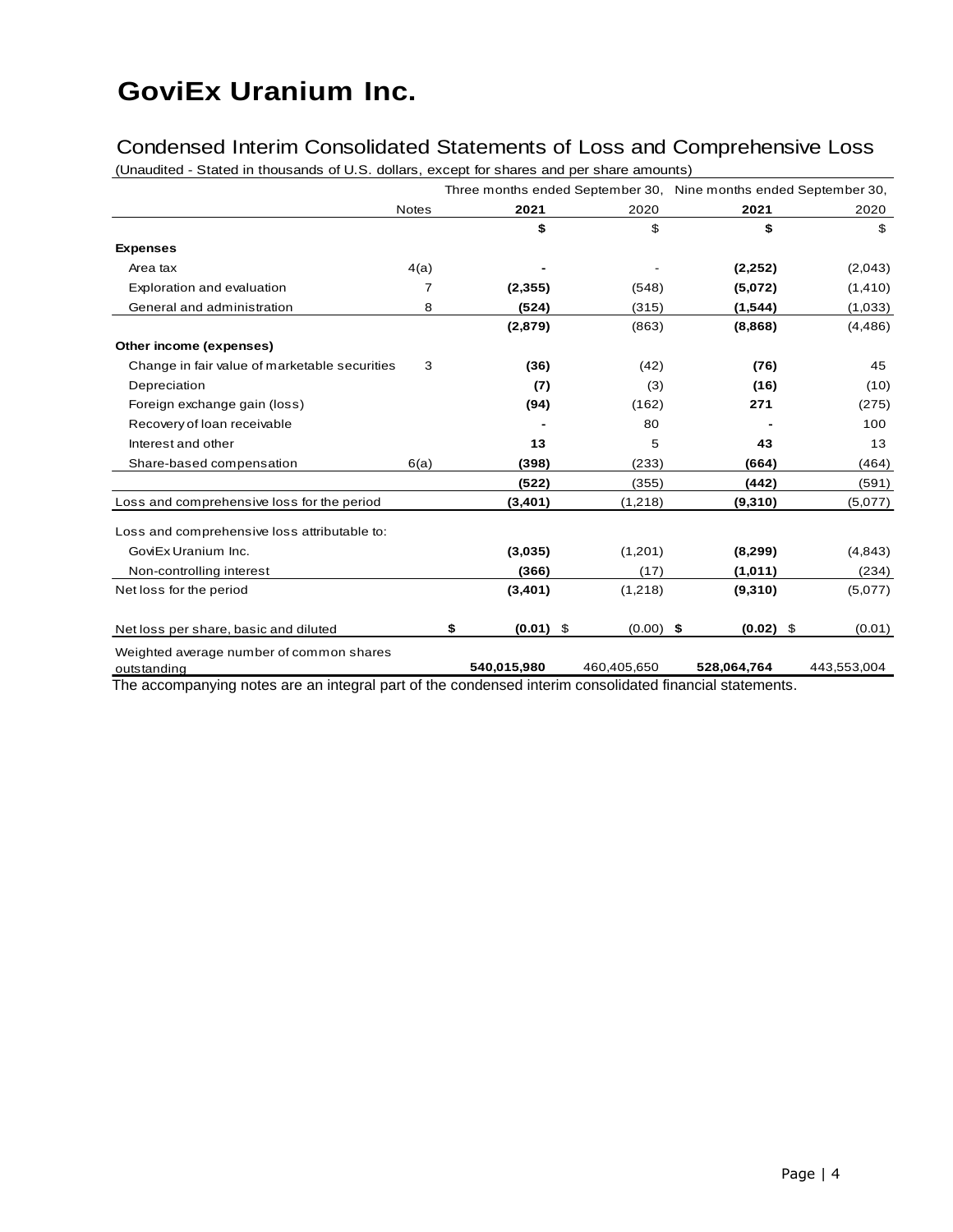# GoviEx Uranium Inc.

## Condensed Interim Consolidated Statements of Loss and Comprehensive Loss

(Unaudited - Stated in thousands of U.S. dollars, except for shares and per share amounts)

| | Notes | Three months ended September 30, 2021 | Three months ended September 30, 2020 | Nine months ended September 30, 2021 | Nine months ended September 30, 2020 |
|---|---|---|---|---|---|
| | | **$** | $ | **$** | $ |
| **Expenses** | | | | | |
| Area tax | 4(a) | **-** | - | **(2,252)** | (2,043) |
| Exploration and evaluation | 7 | **(2,355)** | (548) | **(5,072)** | (1,410) |
| General and administration | 8 | **(524)** | (315) | **(1,544)** | (1,033) |
| | | **(2,879)** | (863) | **(8,868)** | (4,486) |
| **Other income (expenses)** | | | | | |
| Change in fair value of marketable securities | 3 | **(36)** | (42) | **(76)** | 45 |
| Depreciation | | **(7)** | (3) | **(16)** | (10) |
| Foreign exchange gain (loss) | | **(94)** | (162) | **271** | (275) |
| Recovery of loan receivable | | **-** | 80 | **-** | 100 |
| Interest and other | | **13** | 5 | **43** | 13 |
| Share-based compensation | 6(a) | **(398)** | (233) | **(664)** | (464) |
| | | **(522)** | (355) | **(442)** | (591) |
| Loss and comprehensive loss for the period | | **(3,401)** | (1,218) | **(9,310)** | (5,077) |
| Loss and comprehensive loss attributable to: | | | | | |
| GoviEx Uranium Inc. | | **(3,035)** | (1,201) | **(8,299)** | (4,843) |
| Non-controlling interest | | **(366)** | (17) | **(1,011)** | (234) |
| Net loss for the period | | **(3,401)** | (1,218) | **(9,310)** | (5,077) |
| Net loss per share, basic and diluted | | **$ (0.01)** | $ (0.00) | **$ (0.02)** | $ (0.01) |
| Weighted average number of common shares outstanding | | **540,015,980** | 460,405,650 | **528,064,764** | 443,553,004 |

The accompanying notes are an integral part of the condensed interim consolidated financial statements.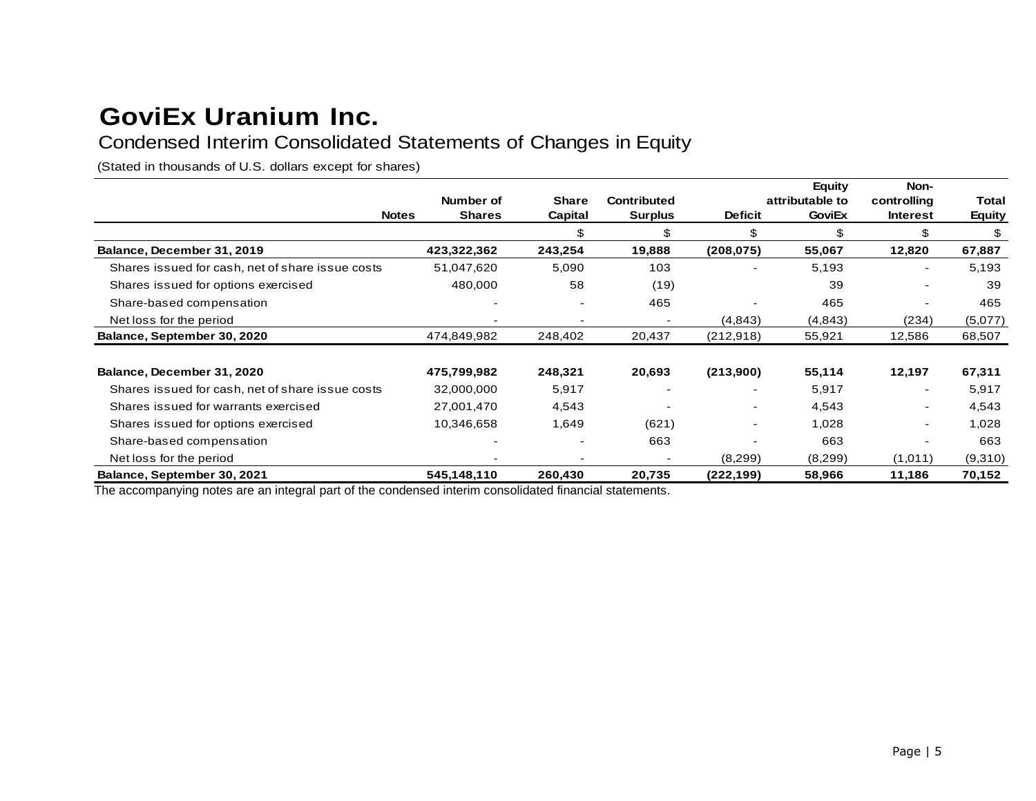# GoviEx Uranium Inc.

## Condensed Interim Consolidated Statements of Changes in Equity

(Stated in thousands of U.S. dollars except for shares)

| | Notes | Number of Shares | Share Capital | Contributed Surplus | Deficit | Equity attributable to GoviEx | Non-controlling Interest | Total Equity |
|---|---|---|---|---|---|---|---|---|
| | | | $ | $ | $ | $ | $ | $ |
| **Balance, December 31, 2019** | | **423,322,362** | **243,254** | **19,888** | **(208,075)** | **55,067** | **12,820** | **67,887** |
| Shares issued for cash, net of share issue costs | | 51,047,620 | 5,090 | 103 | - | 5,193 | - | 5,193 |
| Shares issued for options exercised | | 480,000 | 58 | (19) | | 39 | - | 39 |
| Share-based compensation | | - | - | 465 | - | 465 | - | 465 |
| Net loss for the period | | - | - | - | (4,843) | (4,843) | (234) | (5,077) |
| **Balance, September 30, 2020** | | 474,849,982 | 248,402 | 20,437 | (212,918) | 55,921 | 12,586 | 68,507 |
| | | | | | | | | |
| **Balance, December 31, 2020** | | **475,799,982** | **248,321** | **20,693** | **(213,900)** | **55,114** | **12,197** | **67,311** |
| Shares issued for cash, net of share issue costs | | 32,000,000 | 5,917 | - | - | 5,917 | - | 5,917 |
| Shares issued for warrants exercised | | 27,001,470 | 4,543 | - | - | 4,543 | - | 4,543 |
| Shares issued for options exercised | | 10,346,658 | 1,649 | (621) | - | 1,028 | - | 1,028 |
| Share-based compensation | | - | - | 663 | - | 663 | - | 663 |
| Net loss for the period | | - | - | - | (8,299) | (8,299) | (1,011) | (9,310) |
| **Balance, September 30, 2021** | | **545,148,110** | **260,430** | **20,735** | **(222,199)** | **58,966** | **11,186** | **70,152** |

The accompanying notes are an integral part of the condensed interim consolidated financial statements.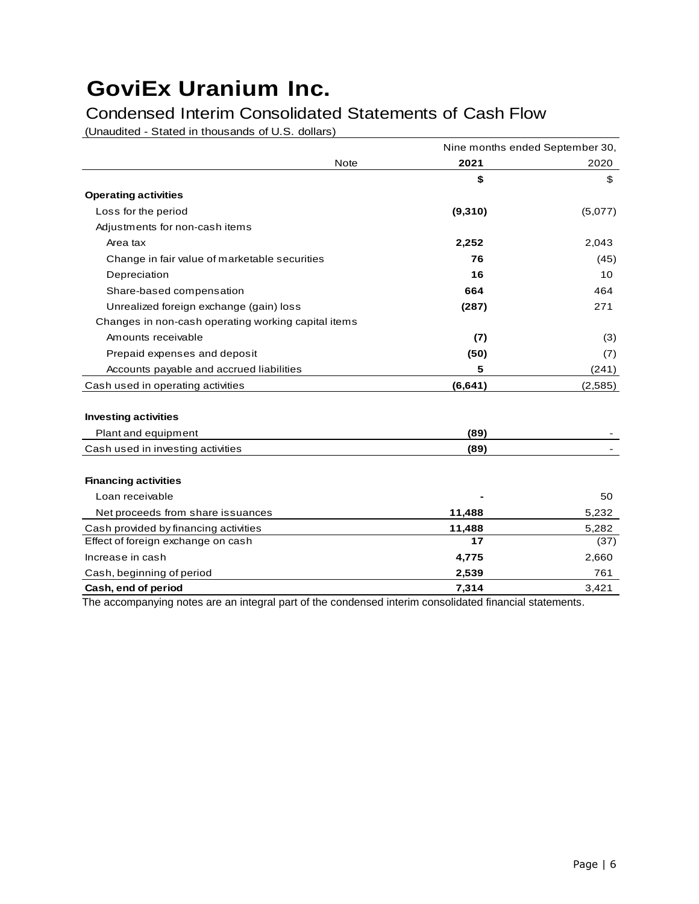# GoviEx Uranium Inc.

## Condensed Interim Consolidated Statements of Cash Flow

(Unaudited - Stated in thousands of U.S. dollars)

| | Note | Nine months ended September 30, 2021 | 2020 |
|---|---|---|---|
| | | **$** | $ |
| **Operating activities** | | | |
| Loss for the period | | **(9,310)** | (5,077) |
| Adjustments for non-cash items | | | |
| Area tax | | **2,252** | 2,043 |
| Change in fair value of marketable securities | | **76** | (45) |
| Depreciation | | **16** | 10 |
| Share-based compensation | | **664** | 464 |
| Unrealized foreign exchange (gain) loss | | **(287)** | 271 |
| Changes in non-cash operating working capital items | | | |
| Amounts receivable | | **(7)** | (3) |
| Prepaid expenses and deposit | | **(50)** | (7) |
| Accounts payable and accrued liabilities | | **5** | (241) |
| Cash used in operating activities | | **(6,641)** | (2,585) |
| | | | |
| **Investing activities** | | | |
| Plant and equipment | | **(89)** | - |
| Cash used in investing activities | | **(89)** | - |
| | | | |
| **Financing activities** | | | |
| Loan receivable | | **-** | 50 |
| Net proceeds from share issuances | | **11,488** | 5,232 |
| Cash provided by financing activities | | **11,488** | 5,282 |
| Effect of foreign exchange on cash | | **17** | (37) |
| Increase in cash | | **4,775** | 2,660 |
| Cash, beginning of period | | **2,539** | 761 |
| **Cash, end of period** | | **7,314** | 3,421 |

The accompanying notes are an integral part of the condensed interim consolidated financial statements.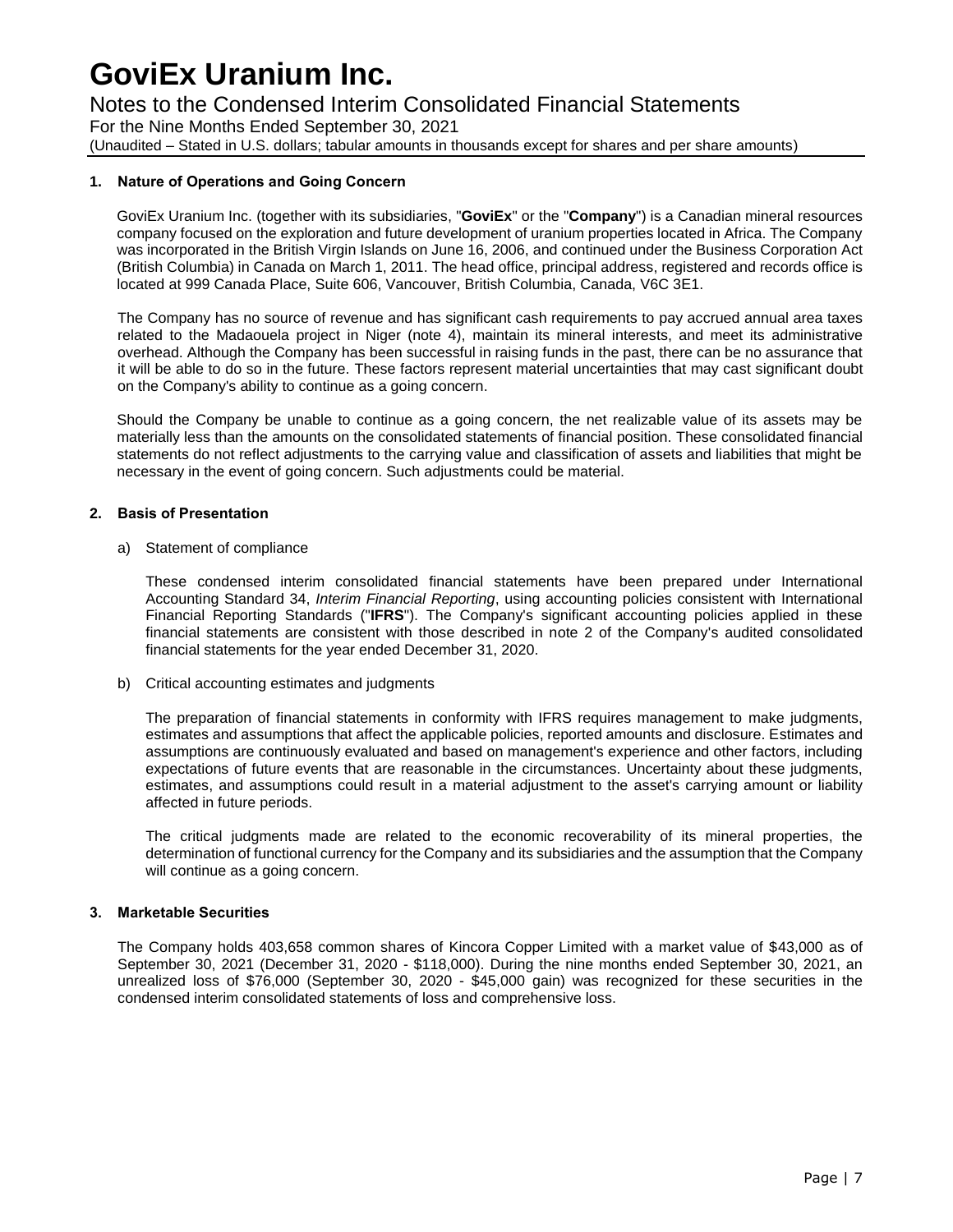# GoviEx Uranium Inc.

## Notes to the Condensed Interim Consolidated Financial Statements

For the Nine Months Ended September 30, 2021

(Unaudited – Stated in U.S. dollars; tabular amounts in thousands except for shares and per share amounts)

### 1. Nature of Operations and Going Concern

GoviEx Uranium Inc. (together with its subsidiaries, "**GoviEx**" or the "**Company**") is a Canadian mineral resources company focused on the exploration and future development of uranium properties located in Africa. The Company was incorporated in the British Virgin Islands on June 16, 2006, and continued under the Business Corporation Act (British Columbia) in Canada on March 1, 2011. The head office, principal address, registered and records office is located at 999 Canada Place, Suite 606, Vancouver, British Columbia, Canada, V6C 3E1.

The Company has no source of revenue and has significant cash requirements to pay accrued annual area taxes related to the Madaouela project in Niger (note 4), maintain its mineral interests, and meet its administrative overhead. Although the Company has been successful in raising funds in the past, there can be no assurance that it will be able to do so in the future. These factors represent material uncertainties that may cast significant doubt on the Company's ability to continue as a going concern.

Should the Company be unable to continue as a going concern, the net realizable value of its assets may be materially less than the amounts on the consolidated statements of financial position. These consolidated financial statements do not reflect adjustments to the carrying value and classification of assets and liabilities that might be necessary in the event of going concern. Such adjustments could be material.

### 2. Basis of Presentation

a) Statement of compliance

These condensed interim consolidated financial statements have been prepared under International Accounting Standard 34, *Interim Financial Reporting*, using accounting policies consistent with International Financial Reporting Standards ("**IFRS**"). The Company's significant accounting policies applied in these financial statements are consistent with those described in note 2 of the Company's audited consolidated financial statements for the year ended December 31, 2020.

b) Critical accounting estimates and judgments

The preparation of financial statements in conformity with IFRS requires management to make judgments, estimates and assumptions that affect the applicable policies, reported amounts and disclosure. Estimates and assumptions are continuously evaluated and based on management's experience and other factors, including expectations of future events that are reasonable in the circumstances. Uncertainty about these judgments, estimates, and assumptions could result in a material adjustment to the asset's carrying amount or liability affected in future periods.

The critical judgments made are related to the economic recoverability of its mineral properties, the determination of functional currency for the Company and its subsidiaries and the assumption that the Company will continue as a going concern.

### 3. Marketable Securities

The Company holds 403,658 common shares of Kincora Copper Limited with a market value of $43,000 as of September 30, 2021 (December 31, 2020 - $118,000). During the nine months ended September 30, 2021, an unrealized loss of $76,000 (September 30, 2020 - $45,000 gain) was recognized for these securities in the condensed interim consolidated statements of loss and comprehensive loss.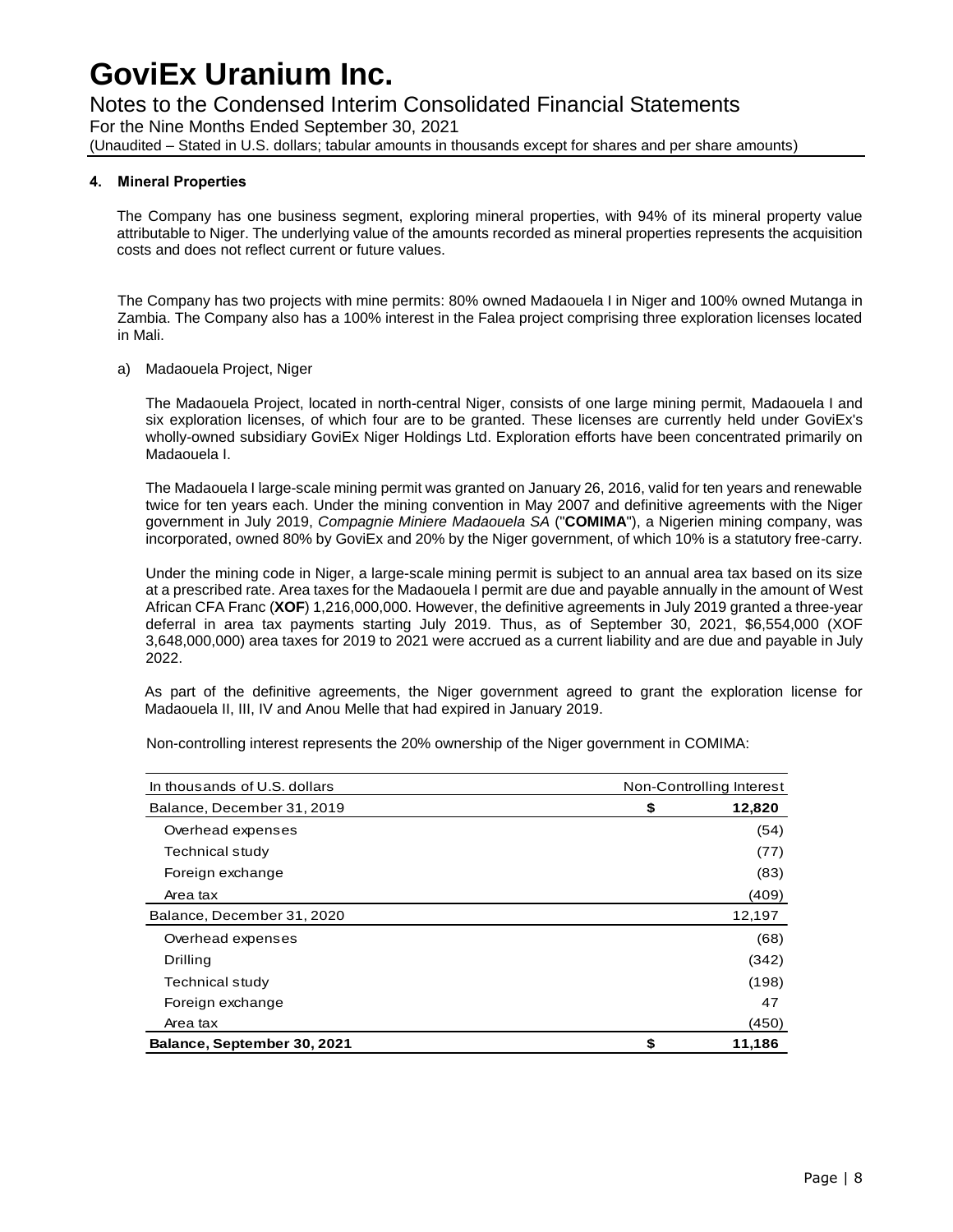### 4. Mineral Properties

The Company has one business segment, exploring mineral properties, with 94% of its mineral property value attributable to Niger. The underlying value of the amounts recorded as mineral properties represents the acquisition costs and does not reflect current or future values.

The Company has two projects with mine permits: 80% owned Madaouela I in Niger and 100% owned Mutanga in Zambia. The Company also has a 100% interest in the Falea project comprising three exploration licenses located in Mali.

a) Madaouela Project, Niger

The Madaouela Project, located in north-central Niger, consists of one large mining permit, Madaouela I and six exploration licenses, of which four are to be granted. These licenses are currently held under GoviEx's wholly-owned subsidiary GoviEx Niger Holdings Ltd. Exploration efforts have been concentrated primarily on Madaouela I.

The Madaouela I large-scale mining permit was granted on January 26, 2016, valid for ten years and renewable twice for ten years each. Under the mining convention in May 2007 and definitive agreements with the Niger government in July 2019, *Compagnie Miniere Madaouela SA* ("**COMIMA**"), a Nigerien mining company, was incorporated, owned 80% by GoviEx and 20% by the Niger government, of which 10% is a statutory free-carry.

Under the mining code in Niger, a large-scale mining permit is subject to an annual area tax based on its size at a prescribed rate. Area taxes for the Madaouela I permit are due and payable annually in the amount of West African CFA Franc (**XOF**) 1,216,000,000. However, the definitive agreements in July 2019 granted a three-year deferral in area tax payments starting July 2019. Thus, as of September 30, 2021, $6,554,000 (XOF 3,648,000,000) area taxes for 2019 to 2021 were accrued as a current liability and are due and payable in July 2022.

As part of the definitive agreements, the Niger government agreed to grant the exploration license for Madaouela II, III, IV and Anou Melle that had expired in January 2019.

Non-controlling interest represents the 20% ownership of the Niger government in COMIMA:

| In thousands of U.S. dollars | Non-Controlling Interest |
|---|---|
| Balance, December 31, 2019 | $ 12,820 |
| Overhead expenses | (54) |
| Technical study | (77) |
| Foreign exchange | (83) |
| Area tax | (409) |
| Balance, December 31, 2020 | 12,197 |
| Overhead expenses | (68) |
| Drilling | (342) |
| Technical study | (198) |
| Foreign exchange | 47 |
| Area tax | (450) |
| **Balance, September 30, 2021** | **$ 11,186** |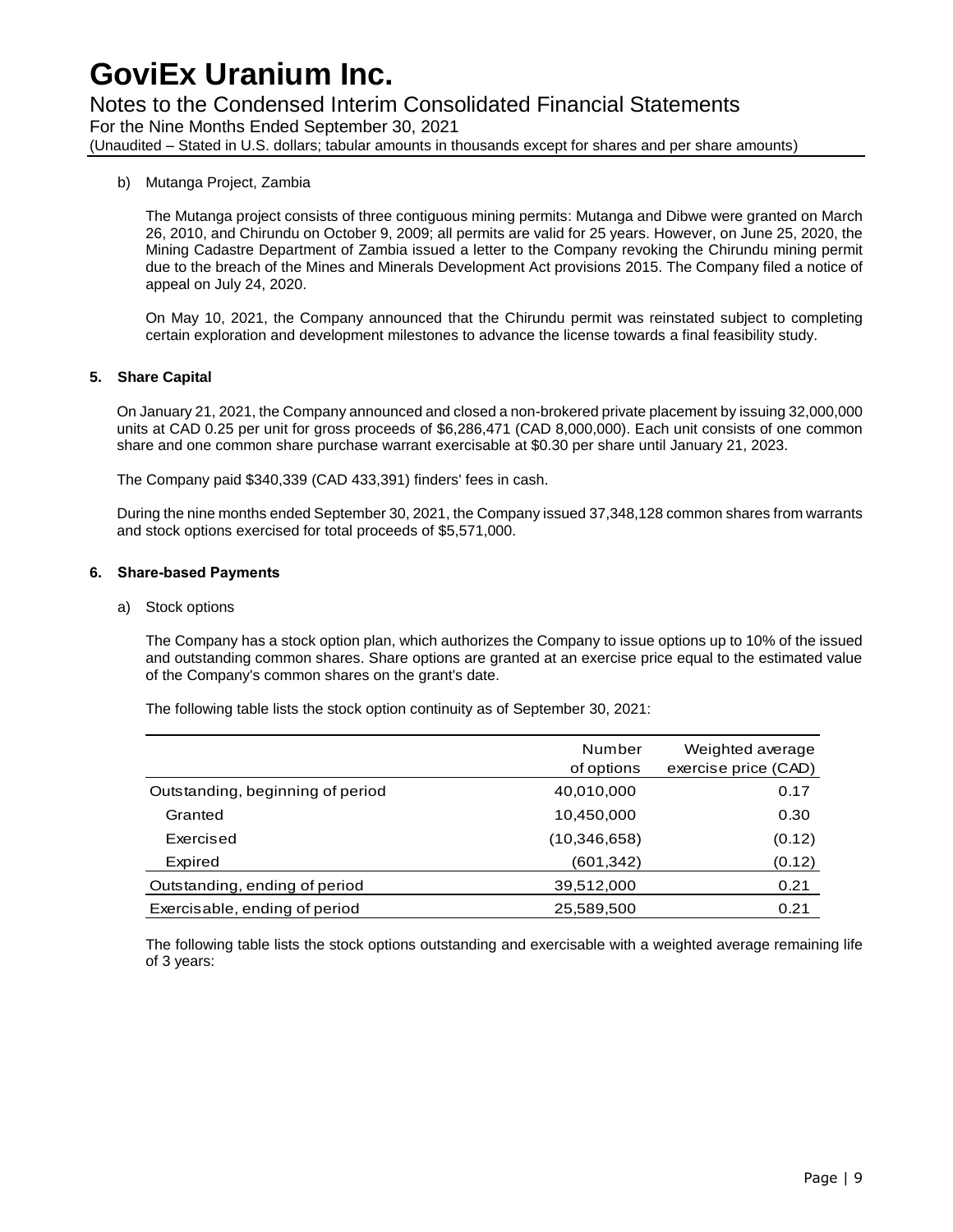b) Mutanga Project, Zambia

The Mutanga project consists of three contiguous mining permits: Mutanga and Dibwe were granted on March 26, 2010, and Chirundu on October 9, 2009; all permits are valid for 25 years. However, on June 25, 2020, the Mining Cadastre Department of Zambia issued a letter to the Company revoking the Chirundu mining permit due to the breach of the Mines and Minerals Development Act provisions 2015. The Company filed a notice of appeal on July 24, 2020.

On May 10, 2021, the Company announced that the Chirundu permit was reinstated subject to completing certain exploration and development milestones to advance the license towards a final feasibility study.

## 5. Share Capital

On January 21, 2021, the Company announced and closed a non-brokered private placement by issuing 32,000,000 units at CAD 0.25 per unit for gross proceeds of $6,286,471 (CAD 8,000,000). Each unit consists of one common share and one common share purchase warrant exercisable at $0.30 per share until January 21, 2023.

The Company paid $340,339 (CAD 433,391) finders' fees in cash.

During the nine months ended September 30, 2021, the Company issued 37,348,128 common shares from warrants and stock options exercised for total proceeds of $5,571,000.

## 6. Share-based Payments

a) Stock options

The Company has a stock option plan, which authorizes the Company to issue options up to 10% of the issued and outstanding common shares. Share options are granted at an exercise price equal to the estimated value of the Company's common shares on the grant's date.

The following table lists the stock option continuity as of September 30, 2021:

| | Number of options | Weighted average exercise price (CAD) |
|---|---|---|
| Outstanding, beginning of period | 40,010,000 | 0.17 |
| Granted | 10,450,000 | 0.30 |
| Exercised | (10,346,658) | (0.12) |
| Expired | (601,342) | (0.12) |
| Outstanding, ending of period | 39,512,000 | 0.21 |
| Exercisable, ending of period | 25,589,500 | 0.21 |

The following table lists the stock options outstanding and exercisable with a weighted average remaining life of 3 years: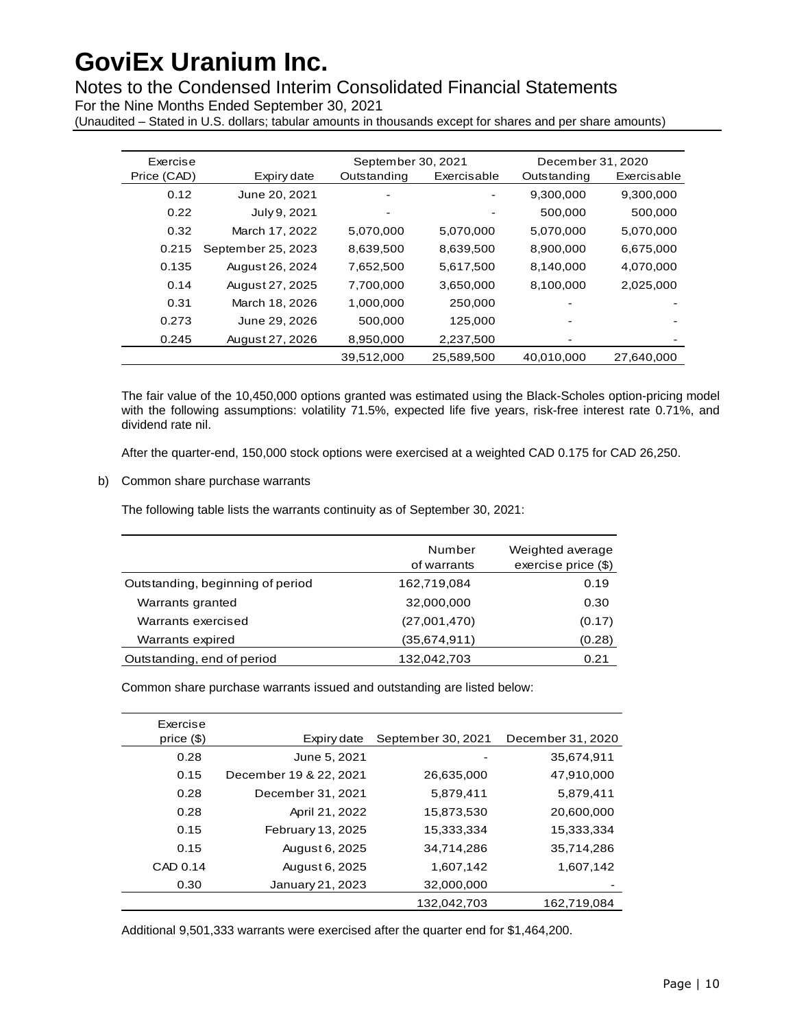| Exercise Price (CAD) | Expiry date | September 30, 2021 | | December 31, 2020 | |
|---|---|---|---|---|---|
| | | Outstanding | Exercisable | Outstanding | Exercisable |
| 0.12 | June 20, 2021 | - | - | 9,300,000 | 9,300,000 |
| 0.22 | July 9, 2021 | - | - | 500,000 | 500,000 |
| 0.32 | March 17, 2022 | 5,070,000 | 5,070,000 | 5,070,000 | 5,070,000 |
| 0.215 | September 25, 2023 | 8,639,500 | 8,639,500 | 8,900,000 | 6,675,000 |
| 0.135 | August 26, 2024 | 7,652,500 | 5,617,500 | 8,140,000 | 4,070,000 |
| 0.14 | August 27, 2025 | 7,700,000 | 3,650,000 | 8,100,000 | 2,025,000 |
| 0.31 | March 18, 2026 | 1,000,000 | 250,000 | - | - |
| 0.273 | June 29, 2026 | 500,000 | 125,000 | - | - |
| 0.245 | August 27, 2026 | 8,950,000 | 2,237,500 | - | - |
| | | 39,512,000 | 25,589,500 | 40,010,000 | 27,640,000 |

The fair value of the 10,450,000 options granted was estimated using the Black-Scholes option-pricing model with the following assumptions: volatility 71.5%, expected life five years, risk-free interest rate 0.71%, and dividend rate nil.

After the quarter-end, 150,000 stock options were exercised at a weighted CAD 0.175 for CAD 26,250.

b) Common share purchase warrants

The following table lists the warrants continuity as of September 30, 2021:

| | Number of warrants | Weighted average exercise price ($) |
|---|---|---|
| Outstanding, beginning of period | 162,719,084 | 0.19 |
| Warrants granted | 32,000,000 | 0.30 |
| Warrants exercised | (27,001,470) | (0.17) |
| Warrants expired | (35,674,911) | (0.28) |
| Outstanding, end of period | 132,042,703 | 0.21 |

Common share purchase warrants issued and outstanding are listed below:

| Exercise price ($) | Expiry date | September 30, 2021 | December 31, 2020 |
|---|---|---|---|
| 0.28 | June 5, 2021 | - | 35,674,911 |
| 0.15 | December 19 & 22, 2021 | 26,635,000 | 47,910,000 |
| 0.28 | December 31, 2021 | 5,879,411 | 5,879,411 |
| 0.28 | April 21, 2022 | 15,873,530 | 20,600,000 |
| 0.15 | February 13, 2025 | 15,333,334 | 15,333,334 |
| 0.15 | August 6, 2025 | 34,714,286 | 35,714,286 |
| CAD 0.14 | August 6, 2025 | 1,607,142 | 1,607,142 |
| 0.30 | January 21, 2023 | 32,000,000 | - |
| | | 132,042,703 | 162,719,084 |

Additional 9,501,333 warrants were exercised after the quarter end for $1,464,200.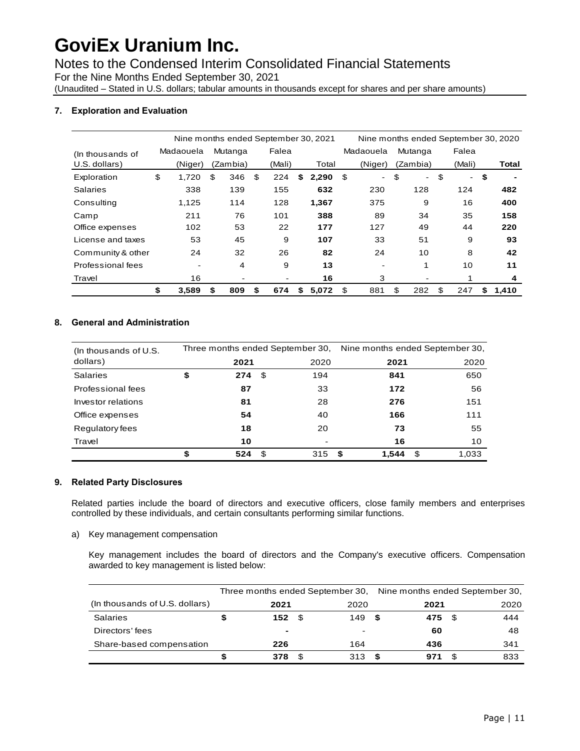# GoviEx Uranium Inc.

Notes to the Condensed Interim Consolidated Financial Statements
For the Nine Months Ended September 30, 2021
(Unaudited – Stated in U.S. dollars; tabular amounts in thousands except for shares and per share amounts)

## 7. Exploration and Evaluation

| (In thousands of U.S. dollars) | Nine months ended September 30, 2021 | | | | Nine months ended September 30, 2020 | | | |
|---|---|---|---|---|---|---|---|---|
| | Madaouela (Niger) | Mutanga (Zambia) | Falea (Mali) | Total | Madaouela (Niger) | Mutanga (Zambia) | Falea (Mali) | **Total** |
| Exploration | $ 1,720 | $ 346 | $ 224 | **$ 2,290** | $ - | $ - | $ - | **$ -** |
| Salaries | 338 | 139 | 155 | **632** | 230 | 128 | 124 | **482** |
| Consulting | 1,125 | 114 | 128 | **1,367** | 375 | 9 | 16 | **400** |
| Camp | 211 | 76 | 101 | **388** | 89 | 34 | 35 | **158** |
| Office expenses | 102 | 53 | 22 | **177** | 127 | 49 | 44 | **220** |
| License and taxes | 53 | 45 | 9 | **107** | 33 | 51 | 9 | **93** |
| Community & other | 24 | 32 | 26 | **82** | 24 | 10 | 8 | **42** |
| Professional fees | - | 4 | 9 | **13** | - | 1 | 10 | **11** |
| Travel | 16 | - | - | **16** | 3 | - | 1 | **4** |
| | **$ 3,589** | **$ 809** | **$ 674** | **$ 5,072** | $ 881 | $ 282 | $ 247 | **$ 1,410** |

## 8. General and Administration

| (In thousands of U.S. dollars) | Three months ended September 30, | | Nine months ended September 30, | |
|---|---|---|---|---|
| | **2021** | 2020 | **2021** | 2020 |
| Salaries | **$ 274** | $ 194 | **841** | 650 |
| Professional fees | **87** | 33 | **172** | 56 |
| Investor relations | **81** | 28 | **276** | 151 |
| Office expenses | **54** | 40 | **166** | 111 |
| Regulatory fees | **18** | 20 | **73** | 55 |
| Travel | **10** | - | **16** | 10 |
| | **$ 524** | $ 315 | **$ 1,544** | $ 1,033 |

## 9. Related Party Disclosures

Related parties include the board of directors and executive officers, close family members and enterprises controlled by these individuals, and certain consultants performing similar functions.

a) Key management compensation

Key management includes the board of directors and the Company's executive officers. Compensation awarded to key management is listed below:

| (In thousands of U.S. dollars) | Three months ended September 30, | | Nine months ended September 30, | |
|---|---|---|---|---|
| | **2021** | 2020 | **2021** | 2020 |
| Salaries | **$ 152** | $ 149 | **$ 475** | $ 444 |
| Directors' fees | **-** | - | **60** | 48 |
| Share-based compensation | **226** | 164 | **436** | 341 |
| | **$ 378** | $ 313 | **$ 971** | $ 833 |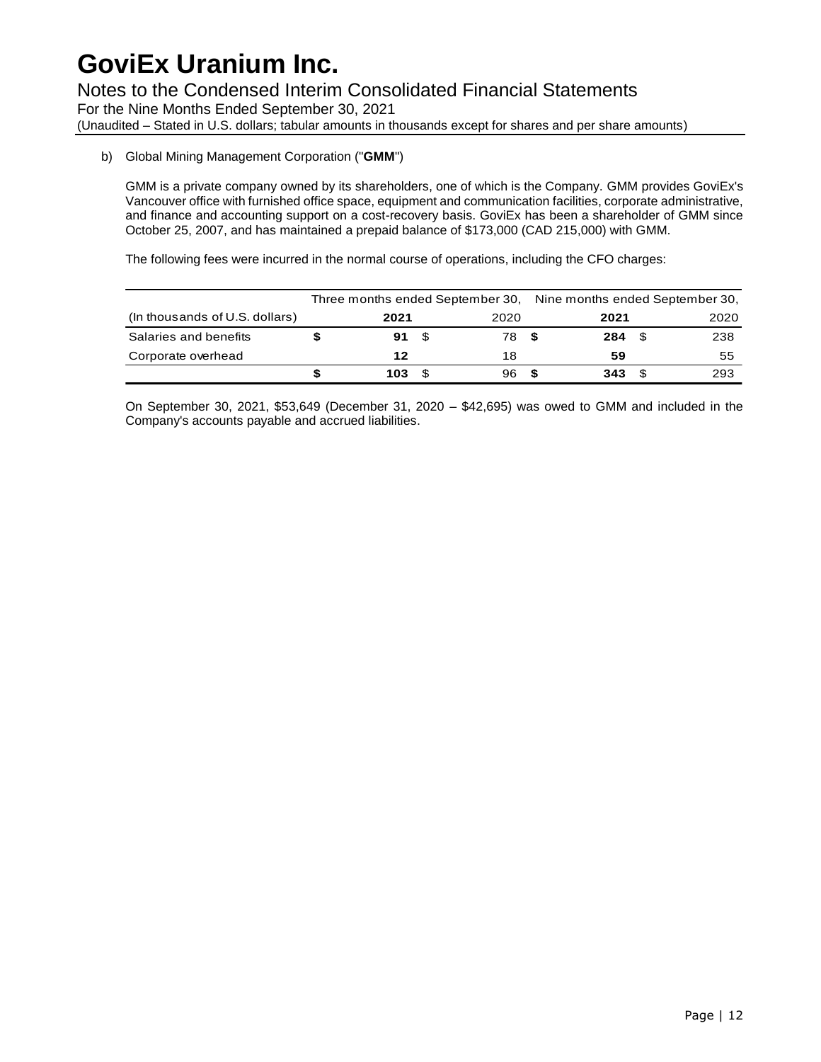b) Global Mining Management Corporation ("**GMM**")

GMM is a private company owned by its shareholders, one of which is the Company. GMM provides GoviEx's Vancouver office with furnished office space, equipment and communication facilities, corporate administrative, and finance and accounting support on a cost-recovery basis. GoviEx has been a shareholder of GMM since October 25, 2007, and has maintained a prepaid balance of $173,000 (CAD 215,000) with GMM.

The following fees were incurred in the normal course of operations, including the CFO charges:

| | Three months ended September 30, | | Nine months ended September 30, | |
|---|---|---|---|---|
| (In thousands of U.S. dollars) | **2021** | 2020 | **2021** | 2020 |
| Salaries and benefits | **$ 91** | $ 78 | **$ 284** | $ 238 |
| Corporate overhead | **12** | 18 | **59** | 55 |
| | **$ 103** | $ 96 | **$ 343** | $ 293 |

On September 30, 2021, $53,649 (December 31, 2020 – $42,695) was owed to GMM and included in the Company's accounts payable and accrued liabilities.